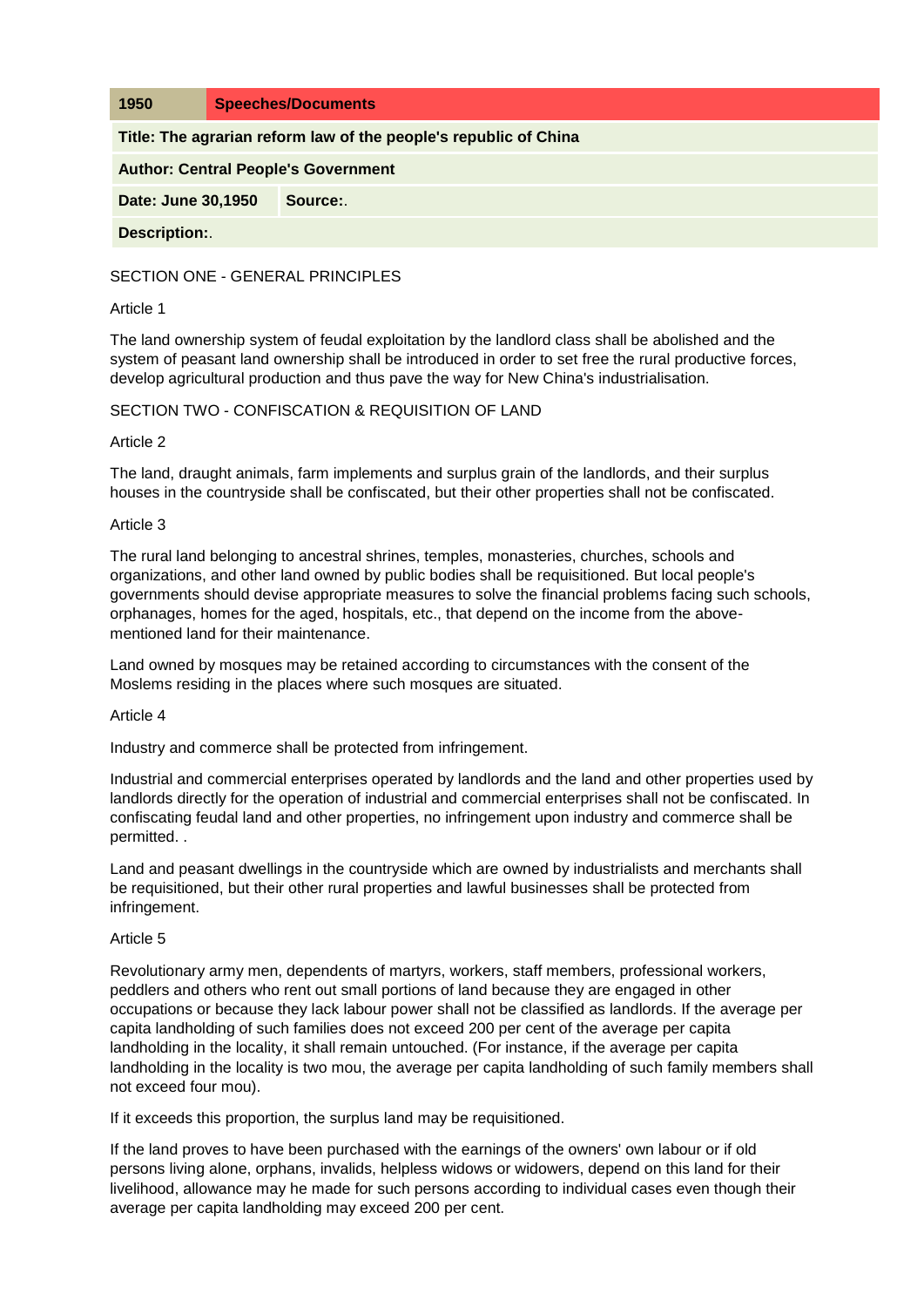| 1950 | Speeches/Documents |
| --- | --- |

**Title: The agrarian reform law of the people's republic of China**

**Author: Central People's Government**

**Date: June 30,1950** **Source:**.

**Description:**.

## SECTION ONE - GENERAL PRINCIPLES

### Article 1

The land ownership system of feudal exploitation by the landlord class shall be abolished and the system of peasant land ownership shall be introduced in order to set free the rural productive forces, develop agricultural production and thus pave the way for New China's industrialisation.

## SECTION TWO - CONFISCATION & REQUISITION OF LAND

### Article 2

The land, draught animals, farm implements and surplus grain of the landlords, and their surplus houses in the countryside shall be confiscated, but their other properties shall not be confiscated.

### Article 3

The rural land belonging to ancestral shrines, temples, monasteries, churches, schools and organizations, and other land owned by public bodies shall be requisitioned. But local people's governments should devise appropriate measures to solve the financial problems facing such schools, orphanages, homes for the aged, hospitals, etc., that depend on the income from the above-mentioned land for their maintenance.

Land owned by mosques may be retained according to circumstances with the consent of the Moslems residing in the places where such mosques are situated.

### Article 4

Industry and commerce shall be protected from infringement.

Industrial and commercial enterprises operated by landlords and the land and other properties used by landlords directly for the operation of industrial and commercial enterprises shall not be confiscated. In confiscating feudal land and other properties, no infringement upon industry and commerce shall be permitted. .

Land and peasant dwellings in the countryside which are owned by industrialists and merchants shall be requisitioned, but their other rural properties and lawful businesses shall be protected from infringement.

### Article 5

Revolutionary army men, dependents of martyrs, workers, staff members, professional workers, peddlers and others who rent out small portions of land because they are engaged in other occupations or because they lack labour power shall not be classified as landlords. If the average per capita landholding of such families does not exceed 200 per cent of the average per capita landholding in the locality, it shall remain untouched. (For instance, if the average per capita landholding in the locality is two mou, the average per capita landholding of such family members shall not exceed four mou).

If it exceeds this proportion, the surplus land may be requisitioned.

If the land proves to have been purchased with the earnings of the owners' own labour or if old persons living alone, orphans, invalids, helpless widows or widowers, depend on this land for their livelihood, allowance may he made for such persons according to individual cases even though their average per capita landholding may exceed 200 per cent.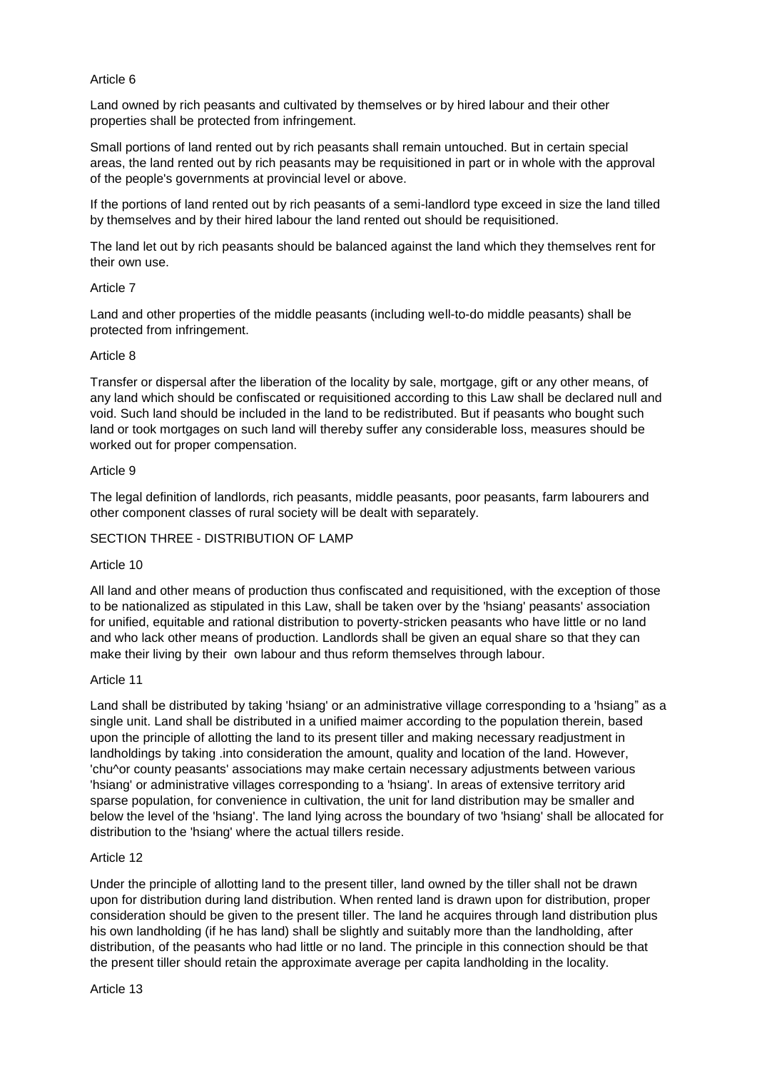Article 6

Land owned by rich peasants and cultivated by themselves or by hired labour and their other properties shall be protected from infringement.

Small portions of land rented out by rich peasants shall remain untouched. But in certain special areas, the land rented out by rich peasants may be requisitioned in part or in whole with the approval of the people's governments at provincial level or above.

If the portions of land rented out by rich peasants of a semi-landlord type exceed in size the land tilled by themselves and by their hired labour the land rented out should be requisitioned.

The land let out by rich peasants should be balanced against the land which they themselves rent for their own use.

Article 7

Land and other properties of the middle peasants (including well-to-do middle peasants) shall be protected from infringement.

Article 8

Transfer or dispersal after the liberation of the locality by sale, mortgage, gift or any other means, of any land which should be confiscated or requisitioned according to this Law shall be declared null and void. Such land should be included in the land to be redistributed. But if peasants who bought such land or took mortgages on such land will thereby suffer any considerable loss, measures should be worked out for proper compensation.

Article 9

The legal definition of landlords, rich peasants, middle peasants, poor peasants, farm labourers and other component classes of rural society will be dealt with separately.

SECTION THREE - DISTRIBUTION OF LAMP

Article 10

All land and other means of production thus confiscated and requisitioned, with the exception of those to be nationalized as stipulated in this Law, shall be taken over by the 'hsiang' peasants' association for unified, equitable and rational distribution to poverty-stricken peasants who have little or no land and who lack other means of production. Landlords shall be given an equal share so that they can make their living by their own labour and thus reform themselves through labour.

Article 11

Land shall be distributed by taking 'hsiang' or an administrative village corresponding to a 'hsiang" as a single unit. Land shall be distributed in a unified maimer according to the population therein, based upon the principle of allotting the land to its present tiller and making necessary readjustment in landholdings by taking .into consideration the amount, quality and location of the land. However, 'chu^or county peasants' associations may make certain necessary adjustments between various 'hsiang' or administrative villages corresponding to a 'hsiang'. In areas of extensive territory arid sparse population, for convenience in cultivation, the unit for land distribution may be smaller and below the level of the 'hsiang'. The land lying across the boundary of two 'hsiang' shall be allocated for distribution to the 'hsiang' where the actual tillers reside.

Article 12

Under the principle of allotting land to the present tiller, land owned by the tiller shall not be drawn upon for distribution during land distribution. When rented land is drawn upon for distribution, proper consideration should be given to the present tiller. The land he acquires through land distribution plus his own landholding (if he has land) shall be slightly and suitably more than the landholding, after distribution, of the peasants who had little or no land. The principle in this connection should be that the present tiller should retain the approximate average per capita landholding in the locality.

Article 13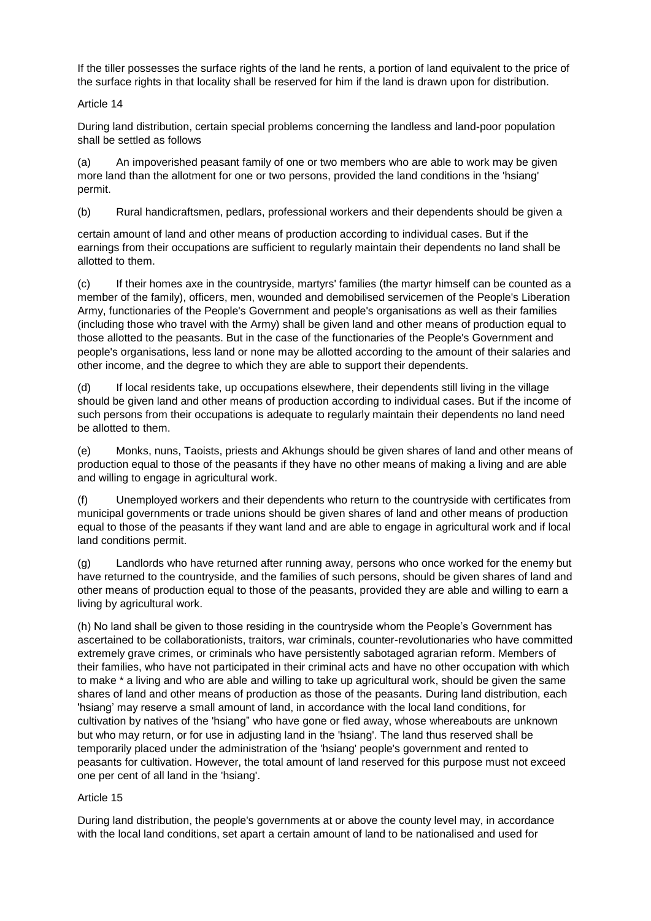If the tiller possesses the surface rights of the land he rents, a portion of land equivalent to the price of the surface rights in that locality shall be reserved for him if the land is drawn upon for distribution.

Article 14

During land distribution, certain special problems concerning the landless and land-poor population shall be settled as follows

(a) An impoverished peasant family of one or two members who are able to work may be given more land than the allotment for one or two persons, provided the land conditions in the 'hsiang' permit.

(b) Rural handicraftsmen, pedlars, professional workers and their dependents should be given a certain amount of land and other means of production according to individual cases. But if the earnings from their occupations are sufficient to regularly maintain their dependents no land shall be allotted to them.

(c) If their homes axe in the countryside, martyrs' families (the martyr himself can be counted as a member of the family), officers, men, wounded and demobilised servicemen of the People's Liberation Army, functionaries of the People's Government and people's organisations as well as their families (including those who travel with the Army) shall be given land and other means of production equal to those allotted to the peasants. But in the case of the functionaries of the People's Government and people's organisations, less land or none may be allotted according to the amount of their salaries and other income, and the degree to which they are able to support their dependents.

(d) If local residents take, up occupations elsewhere, their dependents still living in the village should be given land and other means of production according to individual cases. But if the income of such persons from their occupations is adequate to regularly maintain their dependents no land need be allotted to them.

(e) Monks, nuns, Taoists, priests and Akhungs should be given shares of land and other means of production equal to those of the peasants if they have no other means of making a living and are able and willing to engage in agricultural work.

(f) Unemployed workers and their dependents who return to the countryside with certificates from municipal governments or trade unions should be given shares of land and other means of production equal to those of the peasants if they want land and are able to engage in agricultural work and if local land conditions permit.

(g) Landlords who have returned after running away, persons who once worked for the enemy but have returned to the countryside, and the families of such persons, should be given shares of land and other means of production equal to those of the peasants, provided they are able and willing to earn a living by agricultural work.

(h) No land shall be given to those residing in the countryside whom the People's Government has ascertained to be collaborationists, traitors, war criminals, counter-revolutionaries who have committed extremely grave crimes, or criminals who have persistently sabotaged agrarian reform. Members of their families, who have not participated in their criminal acts and have no other occupation with which to make * a living and who are able and willing to take up agricultural work, should be given the same shares of land and other means of production as those of the peasants. During land distribution, each 'hsiang' may reserve a small amount of land, in accordance with the local land conditions, for cultivation by natives of the 'hsiang" who have gone or fled away, whose whereabouts are unknown but who may return, or for use in adjusting land in the 'hsiang'. The land thus reserved shall be temporarily placed under the administration of the 'hsiang' people's government and rented to peasants for cultivation. However, the total amount of land reserved for this purpose must not exceed one per cent of all land in the 'hsiang'.

Article 15

During land distribution, the people's governments at or above the county level may, in accordance with the local land conditions, set apart a certain amount of land to be nationalised and used for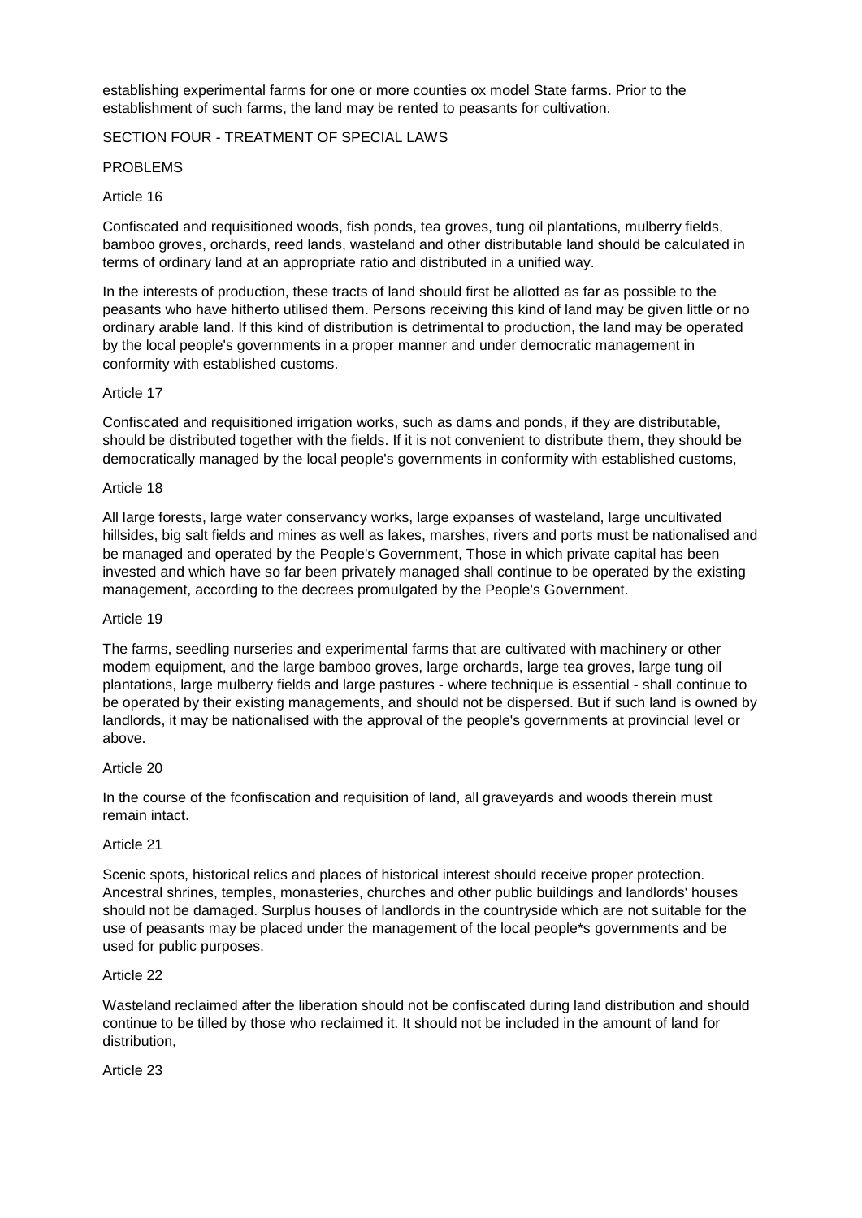establishing experimental farms for one or more counties ox model State farms. Prior to the establishment of such farms, the land may be rented to peasants for cultivation.

SECTION FOUR - TREATMENT OF SPECIAL LAWS

PROBLEMS

Article 16

Confiscated and requisitioned woods, fish ponds, tea groves, tung oil plantations, mulberry fields, bamboo groves, orchards, reed lands, wasteland and other distributable land should be calculated in terms of ordinary land at an appropriate ratio and distributed in a unified way.

In the interests of production, these tracts of land should first be allotted as far as possible to the peasants who have hitherto utilised them. Persons receiving this kind of land may be given little or no ordinary arable land. If this kind of distribution is detrimental to production, the land may be operated by the local people's governments in a proper manner and under democratic management in conformity with established customs.

Article 17

Confiscated and requisitioned irrigation works, such as dams and ponds, if they are distributable, should be distributed together with the fields. If it is not convenient to distribute them, they should be democratically managed by the local people's governments in conformity with established customs,

Article 18

All large forests, large water conservancy works, large expanses of wasteland, large uncultivated hillsides, big salt fields and mines as well as lakes, marshes, rivers and ports must be nationalised and be managed and operated by the People's Government, Those in which private capital has been invested and which have so far been privately managed shall continue to be operated by the existing management, according to the decrees promulgated by the People's Government.

Article 19

The farms, seedling nurseries and experimental farms that are cultivated with machinery or other modem equipment, and the large bamboo groves, large orchards, large tea groves, large tung oil plantations, large mulberry fields and large pastures - where technique is essential - shall continue to be operated by their existing managements, and should not be dispersed. But if such land is owned by landlords, it may be nationalised with the approval of the people's governments at provincial level or above.

Article 20

In the course of the fconfiscation and requisition of land, all graveyards and woods therein must remain intact.

Article 21

Scenic spots, historical relics and places of historical interest should receive proper protection. Ancestral shrines, temples, monasteries, churches and other public buildings and landlords' houses should not be damaged. Surplus houses of landlords in the countryside which are not suitable for the use of peasants may be placed under the management of the local people*s governments and be used for public purposes.

Article 22

Wasteland reclaimed after the liberation should not be confiscated during land distribution and should continue to be tilled by those who reclaimed it. It should not be included in the amount of land for distribution,

Article 23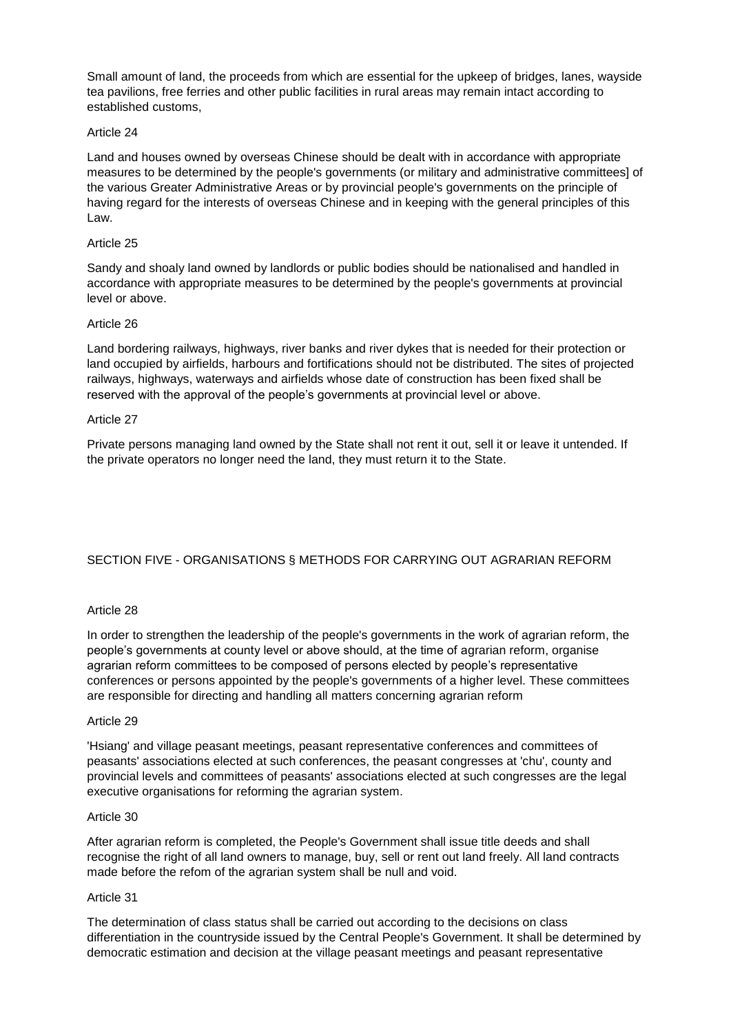Small amount of land, the proceeds from which are essential for the upkeep of bridges, lanes, wayside tea pavilions, free ferries and other public facilities in rural areas may remain intact according to established customs,

Article 24

Land and houses owned by overseas Chinese should be dealt with in accordance with appropriate measures to be determined by the people's governments (or military and administrative committees] of the various Greater Administrative Areas or by provincial people's governments on the principle of having regard for the interests of overseas Chinese and in keeping with the general principles of this Law.

Article 25

Sandy and shoaly land owned by landlords or public bodies should be nationalised and handled in accordance with appropriate measures to be determined by the people's governments at provincial level or above.

Article 26

Land bordering railways, highways, river banks and river dykes that is needed for their protection or land occupied by airfields, harbours and fortifications should not be distributed. The sites of projected railways, highways, waterways and airfields whose date of construction has been fixed shall be reserved with the approval of the people's governments at provincial level or above.

Article 27

Private persons managing land owned by the State shall not rent it out, sell it or leave it untended. If the private operators no longer need the land, they must return it to the State.

## SECTION FIVE - ORGANISATIONS § METHODS FOR CARRYING OUT AGRARIAN REFORM

Article 28

In order to strengthen the leadership of the people's governments in the work of agrarian reform, the people's governments at county level or above should, at the time of agrarian reform, organise agrarian reform committees to be composed of persons elected by people's representative conferences or persons appointed by the people's governments of a higher level. These committees are responsible for directing and handling all matters concerning agrarian reform

Article 29

'Hsiang' and village peasant meetings, peasant representative conferences and committees of peasants' associations elected at such conferences, the peasant congresses at 'chu', county and provincial levels and committees of peasants' associations elected at such congresses are the legal executive organisations for reforming the agrarian system.

Article 30

After agrarian reform is completed, the People's Government shall issue title deeds and shall recognise the right of all land owners to manage, buy, sell or rent out land freely. All land contracts made before the refom of the agrarian system shall be null and void.

Article 31

The determination of class status shall be carried out according to the decisions on class differentiation in the countryside issued by the Central People's Government. It shall be determined by democratic estimation and decision at the village peasant meetings and peasant representative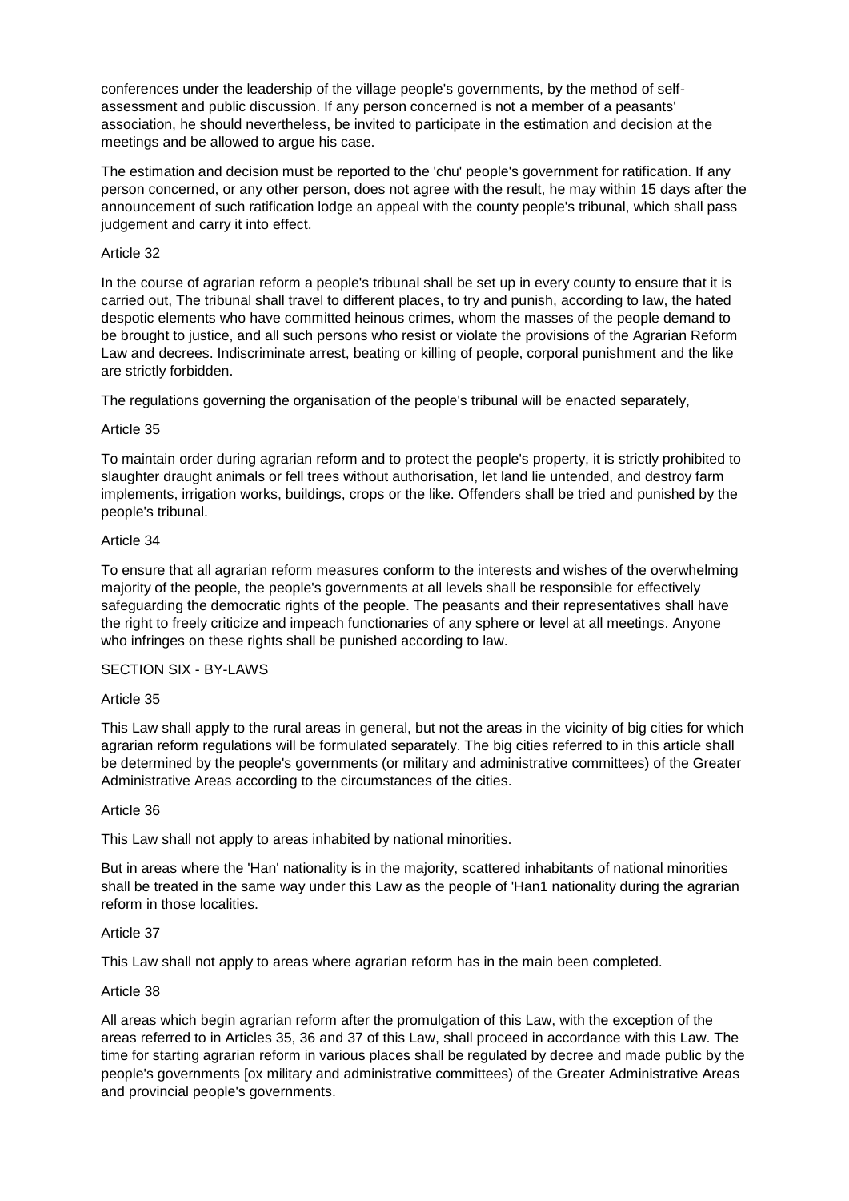conferences under the leadership of the village people's governments, by the method of self-assessment and public discussion. If any person concerned is not a member of a peasants' association, he should nevertheless, be invited to participate in the estimation and decision at the meetings and be allowed to argue his case.

The estimation and decision must be reported to the 'chu' people's government for ratification. If any person concerned, or any other person, does not agree with the result, he may within 15 days after the announcement of such ratification lodge an appeal with the county people's tribunal, which shall pass judgement and carry it into effect.

Article 32

In the course of agrarian reform a people's tribunal shall be set up in every county to ensure that it is carried out, The tribunal shall travel to different places, to try and punish, according to law, the hated despotic elements who have committed heinous crimes, whom the masses of the people demand to be brought to justice, and all such persons who resist or violate the provisions of the Agrarian Reform Law and decrees. Indiscriminate arrest, beating or killing of people, corporal punishment and the like are strictly forbidden.

The regulations governing the organisation of the people's tribunal will be enacted separately,

Article 35

To maintain order during agrarian reform and to protect the people's property, it is strictly prohibited to slaughter draught animals or fell trees without authorisation, let land lie untended, and destroy farm implements, irrigation works, buildings, crops or the like. Offenders shall be tried and punished by the people's tribunal.

Article 34

To ensure that all agrarian reform measures conform to the interests and wishes of the overwhelming majority of the people, the people's governments at all levels shall be responsible for effectively safeguarding the democratic rights of the people. The peasants and their representatives shall have the right to freely criticize and impeach functionaries of any sphere or level at all meetings. Anyone who infringes on these rights shall be punished according to law.

SECTION SIX - BY-LAWS

Article 35

This Law shall apply to the rural areas in general, but not the areas in the vicinity of big cities for which agrarian reform regulations will be formulated separately. The big cities referred to in this article shall be determined by the people's governments (or military and administrative committees) of the Greater Administrative Areas according to the circumstances of the cities.

Article 36

This Law shall not apply to areas inhabited by national minorities.

But in areas where the 'Han' nationality is in the majority, scattered inhabitants of national minorities shall be treated in the same way under this Law as the people of 'Han1 nationality during the agrarian reform in those localities.

Article 37

This Law shall not apply to areas where agrarian reform has in the main been completed.

Article 38

All areas which begin agrarian reform after the promulgation of this Law, with the exception of the areas referred to in Articles 35, 36 and 37 of this Law, shall proceed in accordance with this Law. The time for starting agrarian reform in various places shall be regulated by decree and made public by the people's governments [ox military and administrative committees) of the Greater Administrative Areas and provincial people's governments.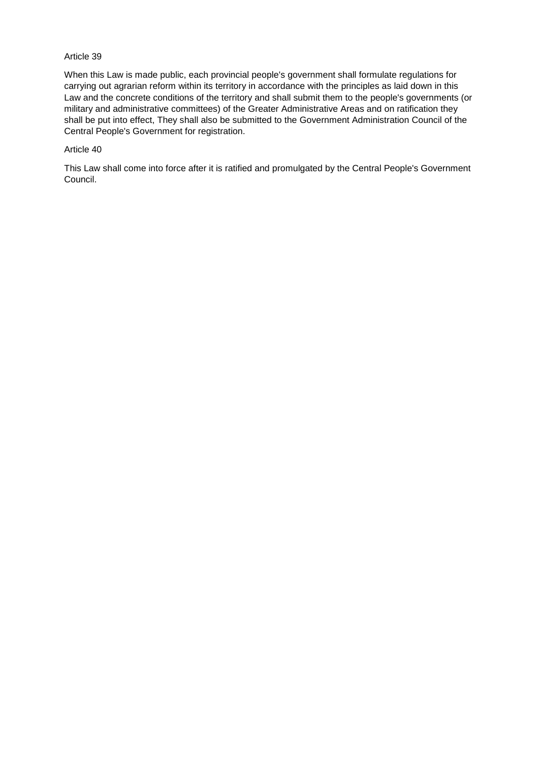Article 39

When this Law is made public, each provincial people's government shall formulate regulations for carrying out agrarian reform within its territory in accordance with the principles as laid down in this Law and the concrete conditions of the territory and shall submit them to the people's governments (or military and administrative committees) of the Greater Administrative Areas and on ratification they shall be put into effect, They shall also be submitted to the Government Administration Council of the Central People's Government for registration.

Article 40

This Law shall come into force after it is ratified and promulgated by the Central People's Government Council.